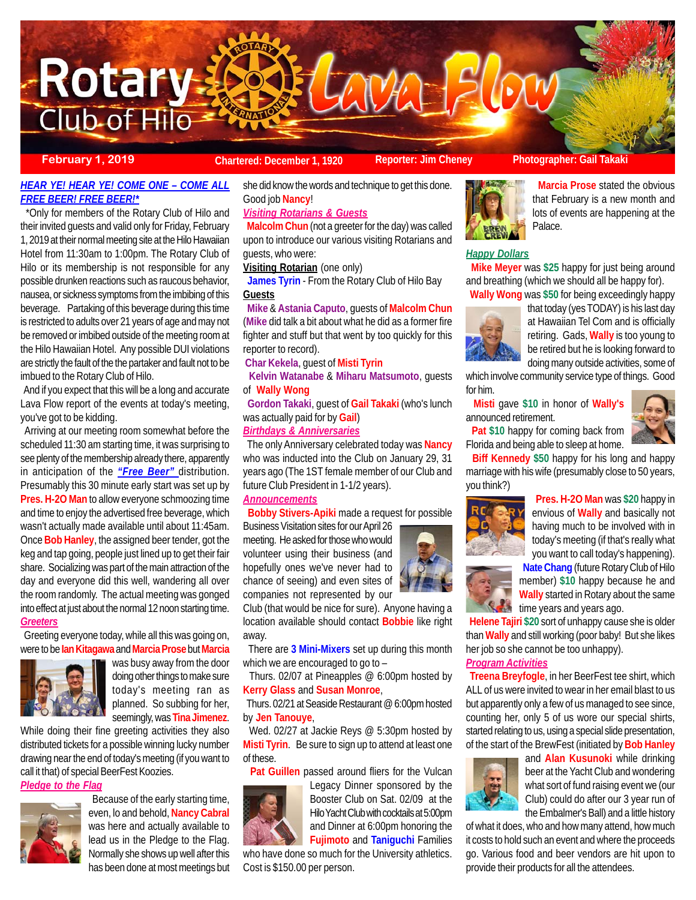# Rotary Club of Hilo Lava Flow

**February 1, 2019** | **Chartered: December 1, 1920** | **Reporter: Jim Cheney** | **Photographer: Gail Takaki**

***HEAR YE! HEAR YE! COME ONE – COME ALL FREE BEER! FREE BEER!****

*Only for members of the Rotary Club of Hilo and their invited guests and valid only for Friday, February 1, 2019 at their normal meeting site at the Hilo Hawaiian Hotel from 11:30am to 1:00pm. The Rotary Club of Hilo or its membership is not responsible for any possible drunken reactions such as raucous behavior, nausea, or sickness symptoms from the imbibing of this beverage. Partaking of this beverage during this time is restricted to adults over 21 years of age and may not be removed or imbibed outside of the meeting room at the Hilo Hawaiian Hotel. Any possible DUI violations are strictly the fault of the the partaker and fault not to be imbued to the Rotary Club of Hilo.

And if you expect that this will be a long and accurate Lava Flow report of the events at today's meeting, you've got to be kidding.

Arriving at our meeting room somewhat before the scheduled 11:30 am starting time, it was surprising to see plenty of the membership already there, apparently in anticipation of the ***"Free Beer"*** distribution. Presumably this 30 minute early start was set up by **Pres. H-2O Man** to allow everyone schmoozing time and time to enjoy the advertised free beverage, which wasn't actually made available until about 11:45am. Once **Bob Hanley**, the assigned beer tender, got the keg and tap going, people just lined up to get their fair share. Socializing was part of the main attraction of the day and everyone did this well, wandering all over the room randomly. The actual meeting was gonged into effect at just about the normal 12 noon starting time.

***Greeters***

Greeting everyone today, while all this was going on, were to be **Ian Kitagawa** and **Marcia Prose** but **Marcia** was busy away from the door doing other things to make sure today's meeting ran as planned. So subbing for her, seemingly, was **Tina Jimenez**. While doing their fine greeting activities they also distributed tickets for a possible winning lucky number drawing near the end of today's meeting (if you want to call it that) of special BeerFest Koozies.

***Pledge to the Flag***

Because of the early starting time, even, lo and behold, **Nancy Cabral** was here and actually available to lead us in the Pledge to the Flag. Normally she shows up well after this has been done at most meetings but she did know the words and technique to get this done. Good job **Nancy**!

***Visiting Rotarians & Guests***

**Malcolm Chun** (not a greeter for the day) was called upon to introduce our various visiting Rotarians and guests, who were:

**Visiting Rotarian** (one only)

**James Tyrin** - From the Rotary Club of Hilo Bay

**Guests**

**Mike** & **Astania Caputo**, guests of **Malcolm Chun** (**Mike** did talk a bit about what he did as a former fire fighter and stuff but that went by too quickly for this reporter to record).

**Char Kekela**, guest of **Misti Tyrin**

**Kelvin Watanabe** & **Miharu Matsumoto**, guests of **Wally Wong**

**Gordon Takaki**, guest of **Gail Takaki** (who's lunch was actually paid for by **Gail**)

***Birthdays & Anniversaries***

The only Anniversary celebrated today was **Nancy** who was inducted into the Club on January 29, 31 years ago (The 1ST female member of our Club and future Club President in 1-1/2 years).

***Announcements***

**Bobby Stivers-Apiki** made a request for possible Business Visitation sites for our April 26 meeting. He asked for those who would volunteer using their business (and hopefully ones we've never had to chance of seeing) and even sites of companies not represented by our Club (that would be nice for sure). Anyone having a location available should contact **Bobbie** like right away.

There are **3 Mini-Mixers** set up during this month which we are encouraged to go to –

Thurs. 02/07 at Pineapples @ 6:00pm hosted by **Kerry Glass** and **Susan Monroe**,

Thurs. 02/21 at Seaside Restaurant @ 6:00pm hosted by **Jen Tanouye**,

Wed. 02/27 at Jackie Reys @ 5:30pm hosted by **Misti Tyrin**. Be sure to sign up to attend at least one of these.

**Pat Guillen** passed around fliers for the Vulcan Legacy Dinner sponsored by the Booster Club on Sat. 02/09 at the Hilo Yacht Club with cocktails at 5:00pm and Dinner at 6:00pm honoring the **Fujimoto** and **Taniguchi** Families who have done so much for the University athletics. Cost is $150.00 per person.

**Marcia Prose** stated the obvious that February is a new month and lots of events are happening at the Palace.

***Happy Dollars***

**Mike Meyer** was **$25** happy for just being around and breathing (which we should all be happy for).

**Wally Wong** was **$50** for being exceedingly happy that today (yes TODAY) is his last day at Hawaiian Tel Com and is officially retiring. Gads, **Wally** is too young to be retired but he is looking forward to doing many outside activities, some of which involve community service type of things. Good for him.

**Misti** gave **$10** in honor of **Wally's** announced retirement.

**Pat** **$10** happy for coming back from Florida and being able to sleep at home.

**Biff Kennedy** **$50** happy for his long and happy marriage with his wife (presumably close to 50 years, you think?)

**Pres. H-2O Man** was **$20** happy in envious of **Wally** and basically not having much to be involved with in today's meeting (if that's really what you want to call today's happening).

**Nate Chang** (future Rotary Club of Hilo member) **$10** happy because he and **Wally** started in Rotary about the same time years and years ago.

**Helene Tajiri** **$20** sort of unhappy cause she is older than **Wally** and still working (poor baby! But she likes her job so she cannot be too unhappy).

***Program Activities***

**Treena Breyfogle**, in her BeerFest tee shirt, which ALL of us were invited to wear in her email blast to us but apparently only a few of us managed to see since, counting her, only 5 of us wore our special shirts, started relating to us, using a special slide presentation, of the start of the BrewFest (initiated by **Bob Hanley** and **Alan Kusunoki** while drinking beer at the Yacht Club and wondering what sort of fund raising event we (our Club) could do after our 3 year run of the Embalmer's Ball) and a little history of what it does, who and how many attend, how much it costs to hold such an event and where the proceeds go. Various food and beer vendors are hit upon to provide their products for all the attendees.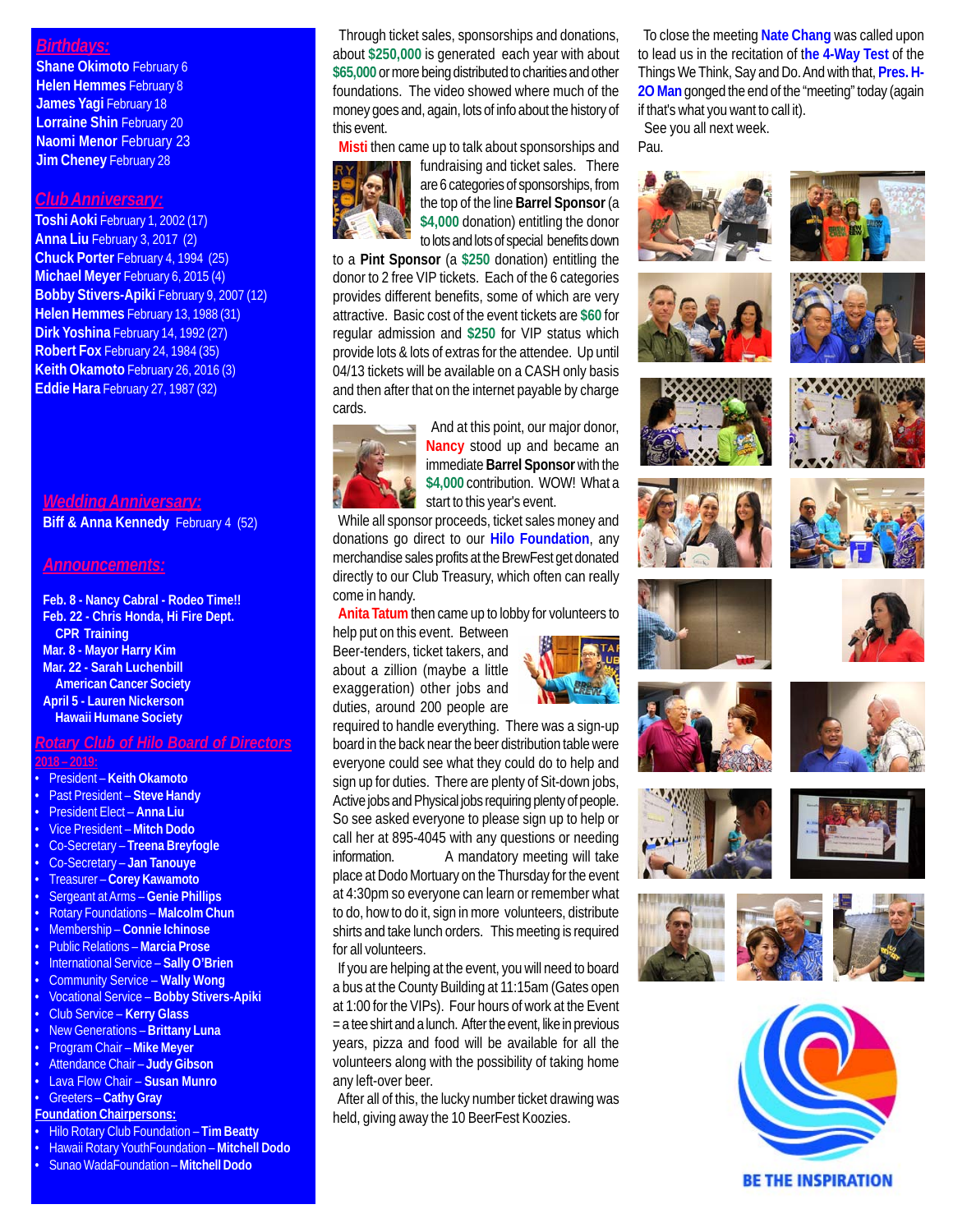## Birthdays:

**Shane Okimoto** February 6
**Helen Hemmes** February 8
**James Yagi** February 18
**Lorraine Shin** February 20
**Naomi Menor** February 23
**Jim Cheney** February 28

## Club Anniversary:

**Toshi Aoki** February 1, 2002 (17)
**Anna Liu** February 3, 2017 (2)
**Chuck Porter** February 4, 1994 (25)
**Michael Meyer** February 6, 2015 (4)
**Bobby Stivers-Apiki** February 9, 2007 (12)
**Helen Hemmes** February 13, 1988 (31)
**Dirk Yoshina** February 14, 1992 (27)
**Robert Fox** February 24, 1984 (35)
**Keith Okamoto** February 26, 2016 (3)
**Eddie Hara** February 27, 1987 (32)

## Wedding Anniversary:

**Biff & Anna Kennedy** February 4 (52)

## Announcements:

**Feb. 8 - Nancy Cabral - Rodeo Time!!**
**Feb. 22 - Chris Honda, Hi Fire Dept. CPR Training**
**Mar. 8 - Mayor Harry Kim**
**Mar. 22 - Sarah Luchenbill American Cancer Society**
**April 5 - Lauren Nickerson Hawaii Humane Society**

## Rotary Club of Hilo Board of Directors

2018 – 2019:

- President – **Keith Okamoto**
- Past President – **Steve Handy**
- President Elect – **Anna Liu**
- Vice President – **Mitch Dodo**
- Co-Secretary – **Treena Breyfogle**
- Co-Secretary – **Jan Tanouye**
- Treasurer – **Corey Kawamoto**
- Sergeant at Arms – **Genie Phillips**
- Rotary Foundations – **Malcolm Chun**
- Membership – **Connie Ichinose**
- Public Relations – **Marcia Prose**
- International Service – **Sally O'Brien**
- Community Service – **Wally Wong**
- Vocational Service – **Bobby Stivers-Apiki**
- Club Service – **Kerry Glass**
- New Generations – **Brittany Luna**
- Program Chair – **Mike Meyer**
- Attendance Chair – **Judy Gibson**
- Lava Flow Chair – **Susan Munro**
- Greeters – **Cathy Gray**

**Foundation Chairpersons:**

- Hilo Rotary Club Foundation – **Tim Beatty**
- Hawaii Rotary YouthFoundation – **Mitchell Dodo**
- Sunao WadaFoundation – **Mitchell Dodo**

Through ticket sales, sponsorships and donations, about **$250,000** is generated each year with about **$65,000** or more being distributed to charities and other foundations. The video showed where much of the money goes and, again, lots of info about the history of this event.

**Misti** then came up to talk about sponsorships and fundraising and ticket sales. There are 6 categories of sponsorships, from the top of the line **Barrel Sponsor** (a **$4,000** donation) entitling the donor to lots and lots of special benefits down to a **Pint Sponsor** (a **$250** donation) entitling the donor to 2 free VIP tickets. Each of the 6 categories provides different benefits, some of which are very attractive. Basic cost of the event tickets are **$60** for regular admission and **$250** for VIP status which provide lots & lots of extras for the attendee. Up until 04/13 tickets will be available on a CASH only basis and then after that on the internet payable by charge cards.

And at this point, our major donor, **Nancy** stood up and became an immediate **Barrel Sponsor** with the **$4,000** contribution. WOW! What a start to this year's event.

While all sponsor proceeds, ticket sales money and donations go direct to our **Hilo Foundation**, any merchandise sales profits at the BrewFest get donated directly to our Club Treasury, which often can really come in handy.

**Anita Tatum** then came up to lobby for volunteers to help put on this event. Between Beer-tenders, ticket takers, and about a zillion (maybe a little exaggeration) other jobs and duties, around 200 people are required to handle everything. There was a sign-up board in the back near the beer distribution table were everyone could see what they could do to help and sign up for duties. There are plenty of Sit-down jobs, Active jobs and Physical jobs requiring plenty of people. So see asked everyone to please sign up to help or call her at 895-4045 with any questions or needing information. A mandatory meeting will take place at Dodo Mortuary on the Thursday for the event at 4:30pm so everyone can learn or remember what to do, how to do it, sign in more volunteers, distribute shirts and take lunch orders. This meeting is required for all volunteers.

If you are helping at the event, you will need to board a bus at the County Building at 11:15am (Gates open at 1:00 for the VIPs). Four hours of work at the Event = a tee shirt and a lunch. After the event, like in previous years, pizza and food will be available for all the volunteers along with the possibility of taking home any left-over beer.

After all of this, the lucky number ticket drawing was held, giving away the 10 BeerFest Koozies.

To close the meeting **Nate Chang** was called upon to lead us in the recitation of **the 4-Way Test** of the Things We Think, Say and Do. And with that, **Pres. H-2O Man** gonged the end of the "meeting" today (again if that's what you want to call it).

See you all next week.

Pau.

BE THE INSPIRATION